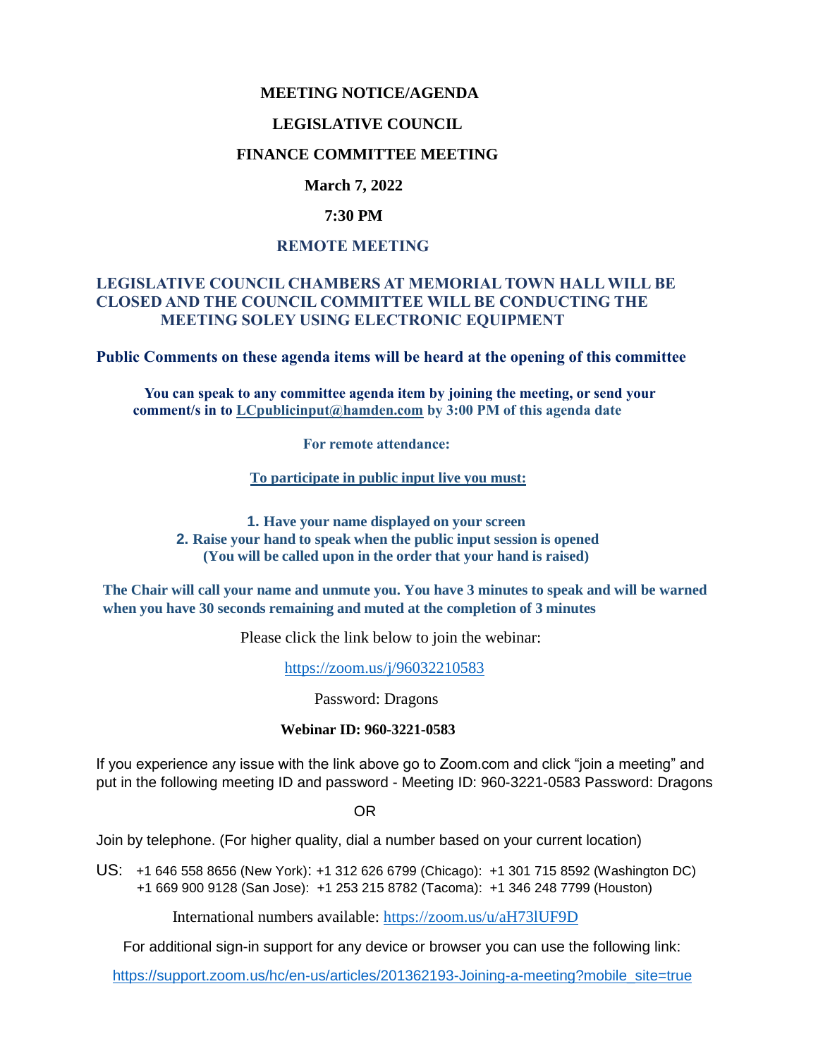# MEETING NOTICE/AGENDA

## LEGISLATIVE COUNCIL

## FINANCE COMMITTEE MEETING

**March 7, 2022**

**7:30 PM**

**REMOTE MEETING**

**LEGISLATIVE COUNCIL CHAMBERS AT MEMORIAL TOWN HALL WILL BE CLOSED AND THE COUNCIL COMMITTEE WILL BE CONDUCTING THE MEETING SOLEY USING ELECTRONIC EQUIPMENT**

**Public Comments on these agenda items will be heard at the opening of this committee**

**You can speak to any committee agenda item by joining the meeting, or send your comment/s in to [LCpublicinput@hamden.com](mailto:LCpublicinput@hamden.com) by 3:00 PM of this agenda date**

**For remote attendance:**

**To participate in public input live you must:**

1. **Have your name displayed on your screen**
2. **Raise your hand to speak when the public input session is opened (You will be called upon in the order that your hand is raised)**

**The Chair will call your name and unmute you. You have 3 minutes to speak and will be warned when you have 30 seconds remaining and muted at the completion of 3 minutes**

Please click the link below to join the webinar:

https://zoom.us/j/96032210583

Password: Dragons

**Webinar ID: 960-3221-0583**

If you experience any issue with the link above go to Zoom.com and click "join a meeting" and put in the following meeting ID and password - Meeting ID: 960-3221-0583 Password: Dragons

OR

Join by telephone. (For higher quality, dial a number based on your current location)

US: +1 646 558 8656 (New York): +1 312 626 6799 (Chicago): +1 301 715 8592 (Washington DC)
+1 669 900 9128 (San Jose): +1 253 215 8782 (Tacoma): +1 346 248 7799 (Houston)

International numbers available: https://zoom.us/u/aH73lUF9D

For additional sign-in support for any device or browser you can use the following link:

https://support.zoom.us/hc/en-us/articles/201362193-Joining-a-meeting?mobile_site=true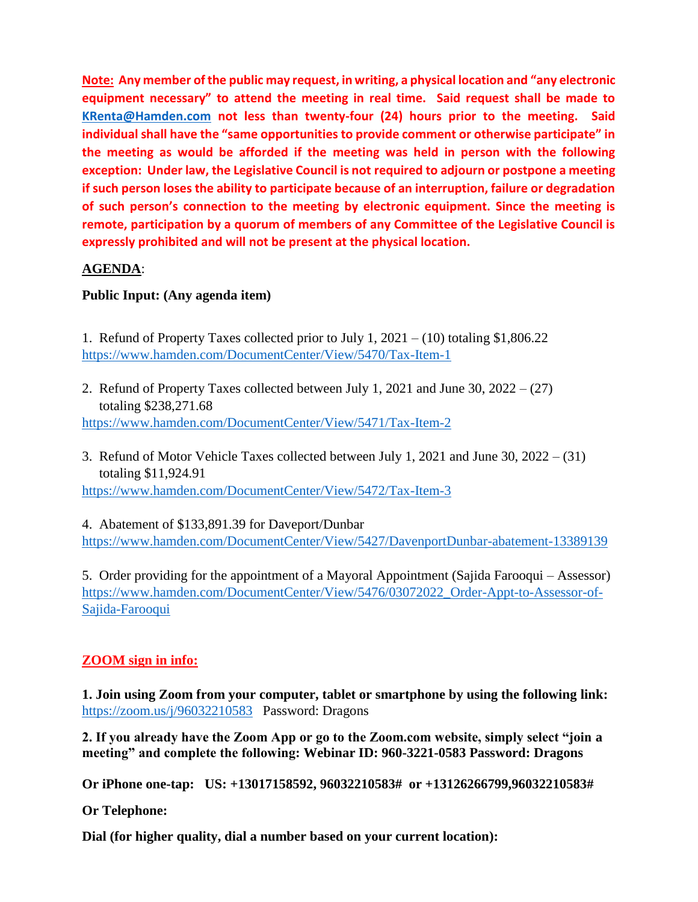**Note: Any member of the public may request, in writing, a physical location and "any electronic equipment necessary" to attend the meeting in real time. Said request shall be made to KRenta@Hamden.com not less than twenty-four (24) hours prior to the meeting. Said individual shall have the "same opportunities to provide comment or otherwise participate" in the meeting as would be afforded if the meeting was held in person with the following exception: Under law, the Legislative Council is not required to adjourn or postpone a meeting if such person loses the ability to participate because of an interruption, failure or degradation of such person's connection to the meeting by electronic equipment. Since the meeting is remote, participation by a quorum of members of any Committee of the Legislative Council is expressly prohibited and will not be present at the physical location.**

**AGENDA**:

**Public Input: (Any agenda item)**

1. Refund of Property Taxes collected prior to July 1, 2021 – (10) totaling $1,806.22
https://www.hamden.com/DocumentCenter/View/5470/Tax-Item-1

2. Refund of Property Taxes collected between July 1, 2021 and June 30, 2022 – (27) totaling $238,271.68
https://www.hamden.com/DocumentCenter/View/5471/Tax-Item-2

3. Refund of Motor Vehicle Taxes collected between July 1, 2021 and June 30, 2022 – (31) totaling $11,924.91
https://www.hamden.com/DocumentCenter/View/5472/Tax-Item-3

4. Abatement of $133,891.39 for Daveport/Dunbar
https://www.hamden.com/DocumentCenter/View/5427/DavenportDunbar-abatement-13389139

5. Order providing for the appointment of a Mayoral Appointment (Sajida Farooqui – Assessor)
https://www.hamden.com/DocumentCenter/View/5476/03072022_Order-Appt-to-Assessor-of-Sajida-Farooqui

**ZOOM sign in info:**

**1. Join using Zoom from your computer, tablet or smartphone by using the following link:** https://zoom.us/j/96032210583 Password: Dragons

**2. If you already have the Zoom App or go to the Zoom.com website, simply select "join a meeting" and complete the following: Webinar ID: 960-3221-0583 Password: Dragons**

**Or iPhone one-tap: US: +13017158592, 96032210583# or +13126266799,96032210583#**

**Or Telephone:**

**Dial (for higher quality, dial a number based on your current location):**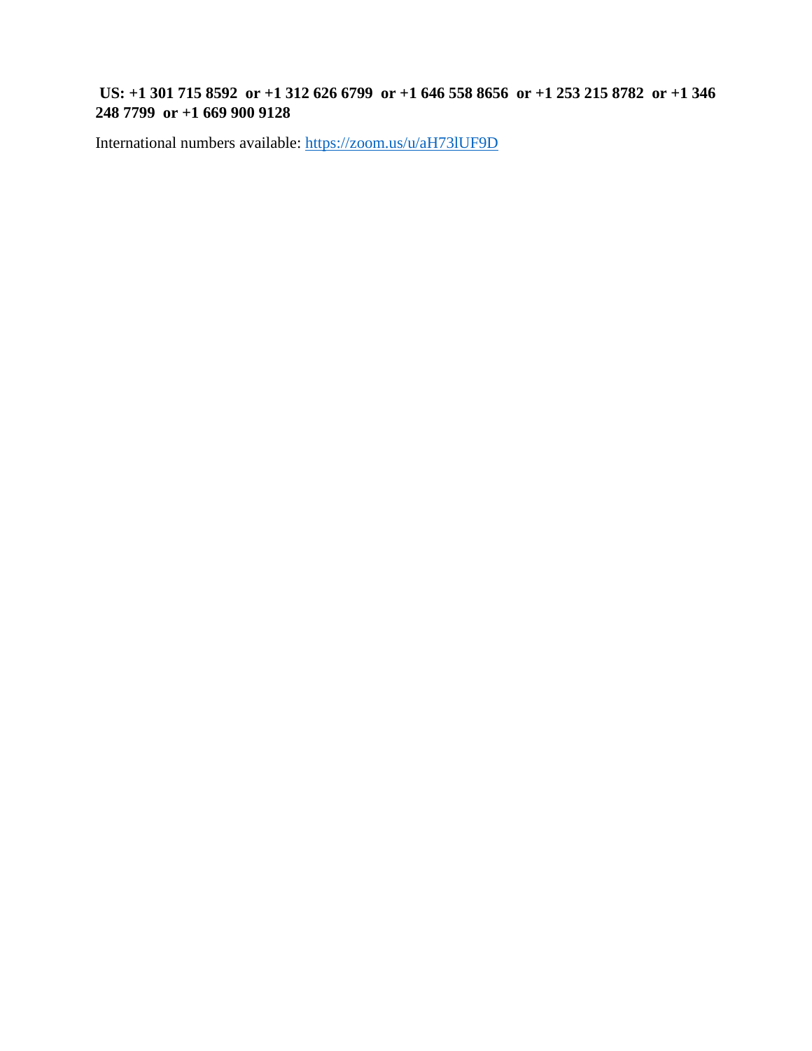**US: +1 301 715 8592 or +1 312 626 6799 or +1 646 558 8656 or +1 253 215 8782 or +1 346 248 7799 or +1 669 900 9128**

International numbers available: [https://zoom.us/u/aH73lUF9D](https://zoom.us/u/aH73lUF9D)